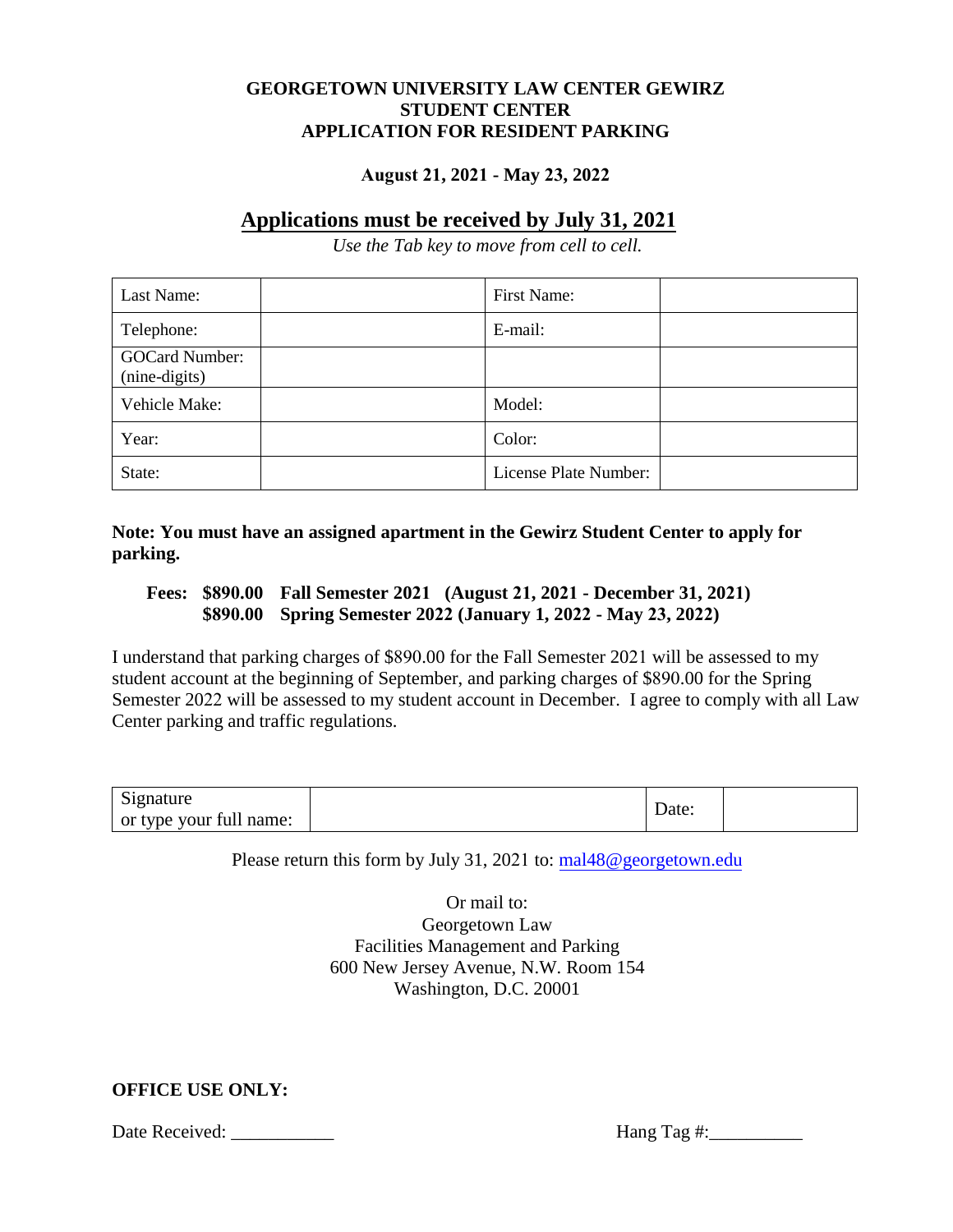**GEORGETOWN UNIVERSITY LAW CENTER GEWIRZ STUDENT CENTER**
**APPLICATION FOR RESIDENT PARKING**

**August 21, 2021 - May 23, 2022**

## Applications must be received by July 31, 2021

*Use the Tab key to move from cell to cell.*

| | | | |
|---|---|---|---|
| Last Name: | | First Name: | |
| Telephone: | | E-mail: | |
| GOCard Number: (nine-digits) | | | |
| Vehicle Make: | | Model: | |
| Year: | | Color: | |
| State: | | License Plate Number: | |

**Note: You must have an assigned apartment in the Gewirz Student Center to apply for parking.**

**Fees: $890.00 Fall Semester 2021 (August 21, 2021 - December 31, 2021)**
**$890.00 Spring Semester 2022 (January 1, 2022 - May 23, 2022)**

I understand that parking charges of $890.00 for the Fall Semester 2021 will be assessed to my student account at the beginning of September, and parking charges of $890.00 for the Spring Semester 2022 will be assessed to my student account in December. I agree to comply with all Law Center parking and traffic regulations.

| | | | |
|---|---|---|---|
| Signature or type your full name: | | Date: | |

Please return this form by July 31, 2021 to: mal48@georgetown.edu

Or mail to:
Georgetown Law
Facilities Management and Parking
600 New Jersey Avenue, N.W. Room 154
Washington, D.C. 20001

**OFFICE USE ONLY:**

Date Received: ___________ Hang Tag #:__________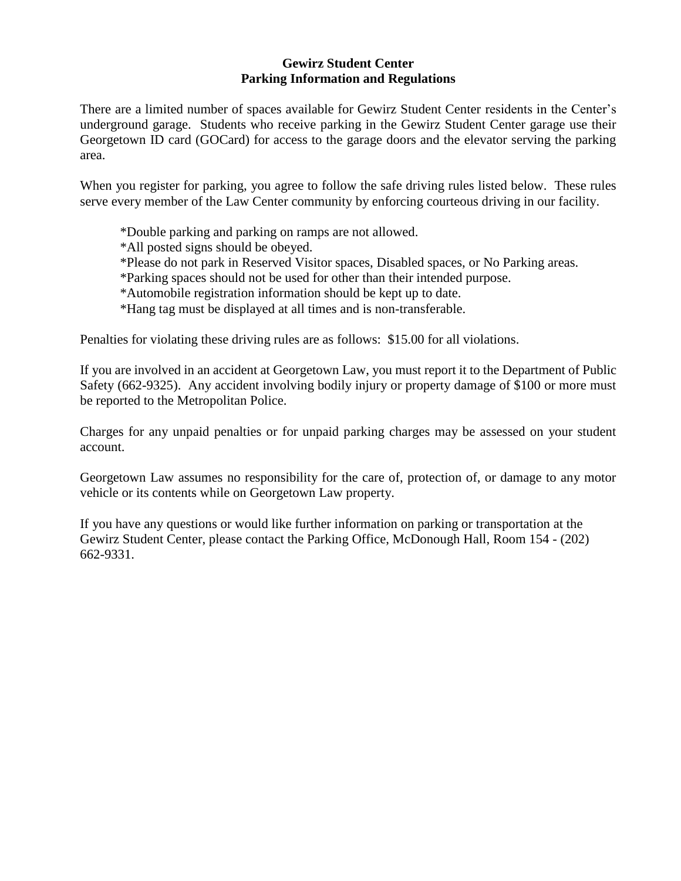# Gewirz Student Center
## Parking Information and Regulations

There are a limited number of spaces available for Gewirz Student Center residents in the Center's underground garage. Students who receive parking in the Gewirz Student Center garage use their Georgetown ID card (GOCard) for access to the garage doors and the elevator serving the parking area.

When you register for parking, you agree to follow the safe driving rules listed below. These rules serve every member of the Law Center community by enforcing courteous driving in our facility.

*Double parking and parking on ramps are not allowed.
*All posted signs should be obeyed.
*Please do not park in Reserved Visitor spaces, Disabled spaces, or No Parking areas.
*Parking spaces should not be used for other than their intended purpose.
*Automobile registration information should be kept up to date.
*Hang tag must be displayed at all times and is non-transferable.

Penalties for violating these driving rules are as follows: $15.00 for all violations.

If you are involved in an accident at Georgetown Law, you must report it to the Department of Public Safety (662-9325). Any accident involving bodily injury or property damage of $100 or more must be reported to the Metropolitan Police.

Charges for any unpaid penalties or for unpaid parking charges may be assessed on your student account.

Georgetown Law assumes no responsibility for the care of, protection of, or damage to any motor vehicle or its contents while on Georgetown Law property.

If you have any questions or would like further information on parking or transportation at the Gewirz Student Center, please contact the Parking Office, McDonough Hall, Room 154 - (202) 662-9331.